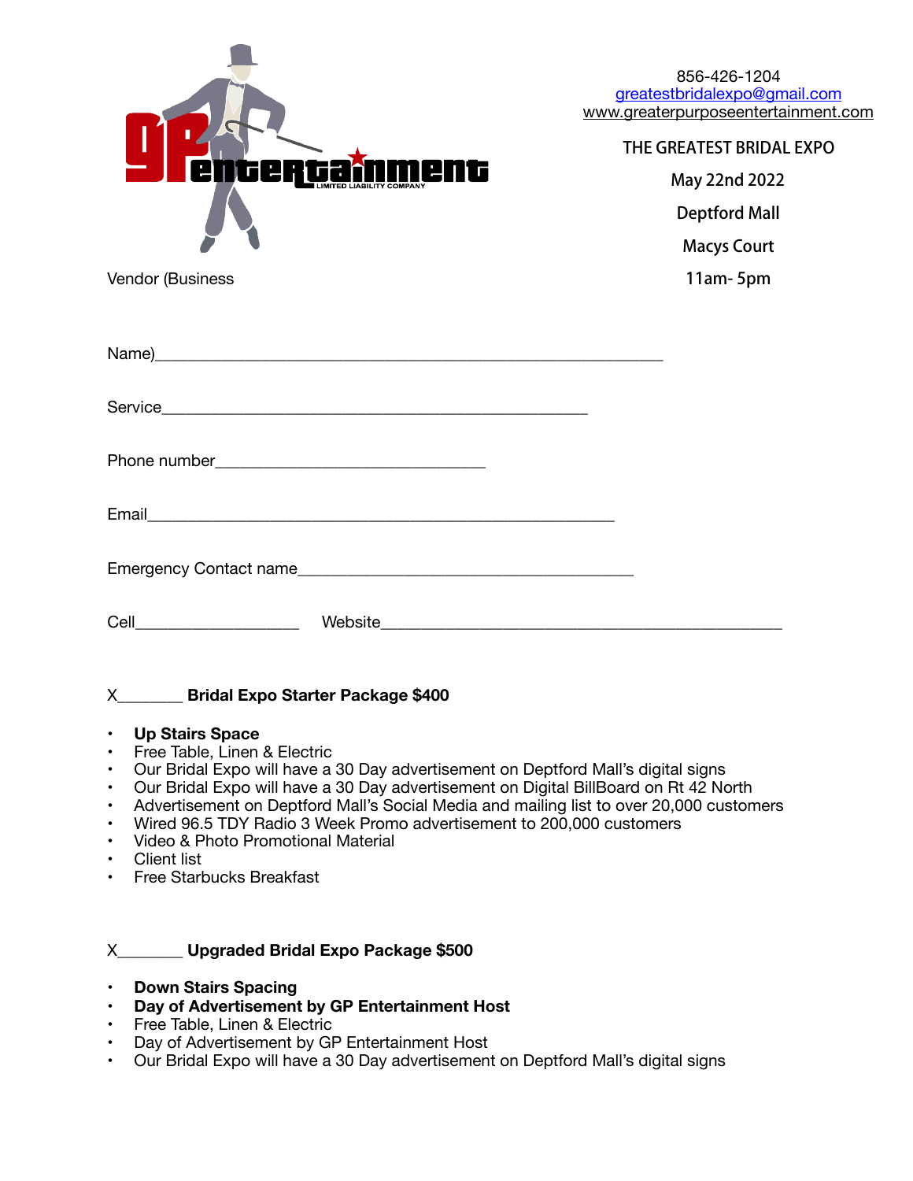856-426-1204
greatestbridalexpo@gmail.com
www.greaterpurposeentertainment.com

THE GREATEST BRIDAL EXPO

May 22nd 2022

Deptford Mall

Macys Court

11am- 5pm

Vendor (Business

Name)\_\_\_\_\_\_\_\_\_\_\_\_\_\_\_\_\_\_\_\_\_\_\_\_\_\_\_\_\_\_\_\_\_\_\_\_\_\_\_\_\_\_\_\_\_\_\_\_\_\_\_\_\_\_

Service\_\_\_\_\_\_\_\_\_\_\_\_\_\_\_\_\_\_\_\_\_\_\_\_\_\_\_\_\_\_\_\_\_\_\_\_\_\_\_\_\_\_\_\_\_\_\_

Phone number\_\_\_\_\_\_\_\_\_\_\_\_\_\_\_\_\_\_\_\_\_\_\_\_\_\_\_\_\_

Email\_\_\_\_\_\_\_\_\_\_\_\_\_\_\_\_\_\_\_\_\_\_\_\_\_\_\_\_\_\_\_\_\_\_\_\_\_\_\_\_\_\_\_\_\_\_\_\_\_\_\_

Emergency Contact name\_\_\_\_\_\_\_\_\_\_\_\_\_\_\_\_\_\_\_\_\_\_\_\_\_\_\_\_\_\_\_\_\_\_\_\_\_

Cell\_\_\_\_\_\_\_\_\_\_\_\_\_\_\_\_\_\_ Website\_\_\_\_\_\_\_\_\_\_\_\_\_\_\_\_\_\_\_\_\_\_\_\_\_\_\_\_\_\_\_\_\_\_\_\_\_\_\_\_\_\_\_\_

X\_\_\_\_\_\_\_ **Bridal Expo Starter Package $400**

- **Up Stairs Space**
- Free Table, Linen & Electric
- Our Bridal Expo will have a 30 Day advertisement on Deptford Mall's digital signs
- Our Bridal Expo will have a 30 Day advertisement on Digital BillBoard on Rt 42 North
- Advertisement on Deptford Mall's Social Media and mailing list to over 20,000 customers
- Wired 96.5 TDY Radio 3 Week Promo advertisement to 200,000 customers
- Video & Photo Promotional Material
- Client list
- Free Starbucks Breakfast

X\_\_\_\_\_\_\_ **Upgraded Bridal Expo Package $500**

- **Down Stairs Spacing**
- **Day of Advertisement by GP Entertainment Host**
- Free Table, Linen & Electric
- Day of Advertisement by GP Entertainment Host
- Our Bridal Expo will have a 30 Day advertisement on Deptford Mall's digital signs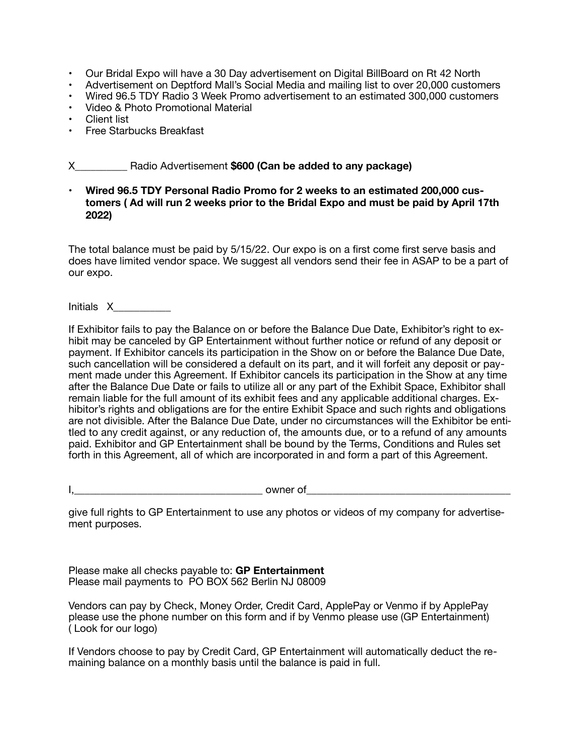- Our Bridal Expo will have a 30 Day advertisement on Digital BillBoard on Rt 42 North
- Advertisement on Deptford Mall's Social Media and mailing list to over 20,000 customers
- Wired 96.5 TDY Radio 3 Week Promo advertisement to an estimated 300,000 customers
- Video & Photo Promotional Material
- Client list
- Free Starbucks Breakfast

X__________ Radio Advertisement **$600 (Can be added to any package)**

- **Wired 96.5 TDY Personal Radio Promo for 2 weeks to an estimated 200,000 customers ( Ad will run 2 weeks prior to the Bridal Expo and must be paid by April 17th 2022)**

The total balance must be paid by 5/15/22. Our expo is on a first come first serve basis and does have limited vendor space. We suggest all vendors send their fee in ASAP to be a part of our expo.

Initials X___________

If Exhibitor fails to pay the Balance on or before the Balance Due Date, Exhibitor's right to exhibit may be canceled by GP Entertainment without further notice or refund of any deposit or payment. If Exhibitor cancels its participation in the Show on or before the Balance Due Date, such cancellation will be considered a default on its part, and it will forfeit any deposit or payment made under this Agreement. If Exhibitor cancels its participation in the Show at any time after the Balance Due Date or fails to utilize all or any part of the Exhibit Space, Exhibitor shall remain liable for the full amount of its exhibit fees and any applicable additional charges. Exhibitor's rights and obligations are for the entire Exhibit Space and such rights and obligations are not divisible. After the Balance Due Date, under no circumstances will the Exhibitor be entitled to any credit against, or any reduction of, the amounts due, or to a refund of any amounts paid. Exhibitor and GP Entertainment shall be bound by the Terms, Conditions and Rules set forth in this Agreement, all of which are incorporated in and form a part of this Agreement.

I,____________________________________ owner of________________________________________

give full rights to GP Entertainment to use any photos or videos of my company for advertisement purposes.

Please make all checks payable to: **GP Entertainment**
Please mail payments to PO BOX 562 Berlin NJ 08009

Vendors can pay by Check, Money Order, Credit Card, ApplePay or Venmo if by ApplePay please use the phone number on this form and if by Venmo please use (GP Entertainment) ( Look for our logo)

If Vendors choose to pay by Credit Card, GP Entertainment will automatically deduct the remaining balance on a monthly basis until the balance is paid in full.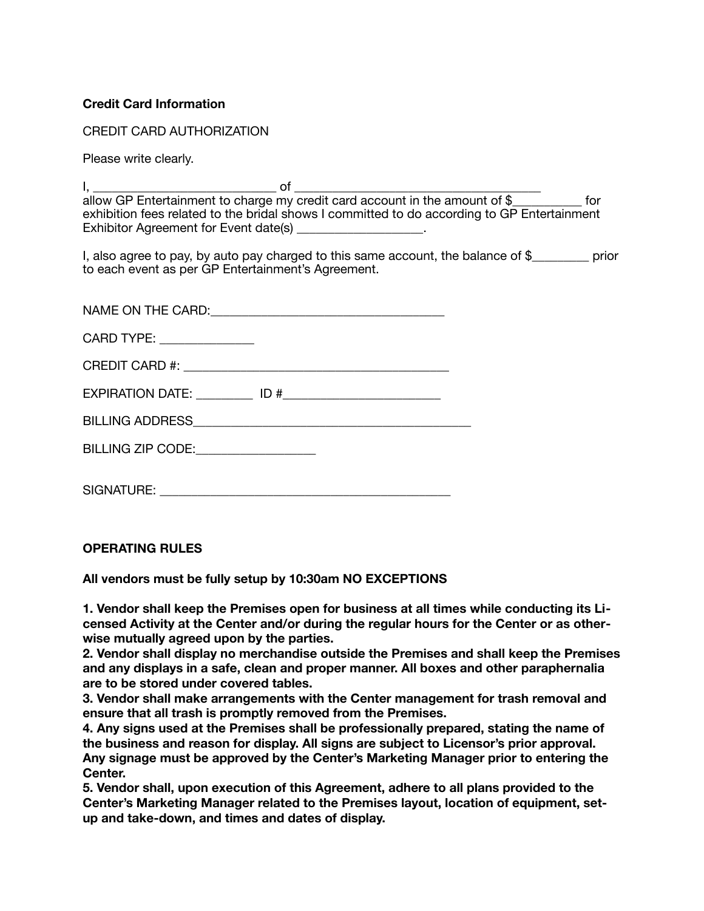**Credit Card Information**

CREDIT CARD AUTHORIZATION

Please write clearly.

I, ____________________________ of ______________________________________
allow GP Entertainment to charge my credit card account in the amount of $___________ for exhibition fees related to the bridal shows I committed to do according to GP Entertainment Exhibitor Agreement for Event date(s) ___________________.

I, also agree to pay, by auto pay charged to this same account, the balance of $_________ prior to each event as per GP Entertainment's Agreement.

NAME ON THE CARD:_____________________________________

CARD TYPE: ______________

CREDIT CARD #: ________________________________________

EXPIRATION DATE: _________ ID #________________________

BILLING ADDRESS____________________________________________

BILLING ZIP CODE:__________________

SIGNATURE: _____________________________________________

**OPERATING RULES**

**All vendors must be fully setup by 10:30am NO EXCEPTIONS**

**1. Vendor shall keep the Premises open for business at all times while conducting its Licensed Activity at the Center and/or during the regular hours for the Center or as otherwise mutually agreed upon by the parties.**
**2. Vendor shall display no merchandise outside the Premises and shall keep the Premises and any displays in a safe, clean and proper manner. All boxes and other paraphernalia are to be stored under covered tables.**
**3. Vendor shall make arrangements with the Center management for trash removal and ensure that all trash is promptly removed from the Premises.**
**4. Any signs used at the Premises shall be professionally prepared, stating the name of the business and reason for display. All signs are subject to Licensor's prior approval. Any signage must be approved by the Center's Marketing Manager prior to entering the Center.**
**5. Vendor shall, upon execution of this Agreement, adhere to all plans provided to the Center's Marketing Manager related to the Premises layout, location of equipment, set-up and take-down, and times and dates of display.**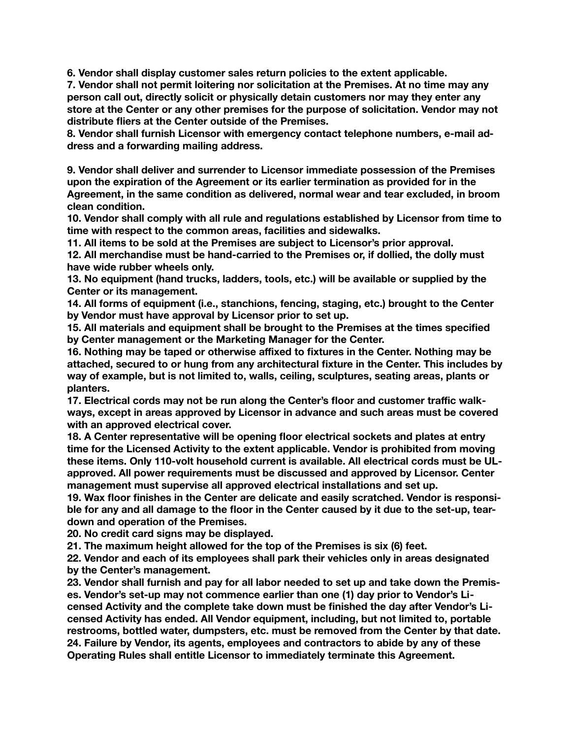**6. Vendor shall display customer sales return policies to the extent applicable.**
**7. Vendor shall not permit loitering nor solicitation at the Premises. At no time may any person call out, directly solicit or physically detain customers nor may they enter any store at the Center or any other premises for the purpose of solicitation. Vendor may not distribute fliers at the Center outside of the Premises.**
**8. Vendor shall furnish Licensor with emergency contact telephone numbers, e-mail address and a forwarding mailing address.**

**9. Vendor shall deliver and surrender to Licensor immediate possession of the Premises upon the expiration of the Agreement or its earlier termination as provided for in the Agreement, in the same condition as delivered, normal wear and tear excluded, in broom clean condition.**
**10. Vendor shall comply with all rule and regulations established by Licensor from time to time with respect to the common areas, facilities and sidewalks.**
**11. All items to be sold at the Premises are subject to Licensor's prior approval.**
**12. All merchandise must be hand-carried to the Premises or, if dollied, the dolly must have wide rubber wheels only.**
**13. No equipment (hand trucks, ladders, tools, etc.) will be available or supplied by the Center or its management.**
**14. All forms of equipment (i.e., stanchions, fencing, staging, etc.) brought to the Center by Vendor must have approval by Licensor prior to set up.**
**15. All materials and equipment shall be brought to the Premises at the times specified by Center management or the Marketing Manager for the Center.**
**16. Nothing may be taped or otherwise affixed to fixtures in the Center. Nothing may be attached, secured to or hung from any architectural fixture in the Center. This includes by way of example, but is not limited to, walls, ceiling, sculptures, seating areas, plants or planters.**
**17. Electrical cords may not be run along the Center's floor and customer traffic walkways, except in areas approved by Licensor in advance and such areas must be covered with an approved electrical cover.**
**18. A Center representative will be opening floor electrical sockets and plates at entry time for the Licensed Activity to the extent applicable. Vendor is prohibited from moving these items. Only 110-volt household current is available. All electrical cords must be UL-approved. All power requirements must be discussed and approved by Licensor. Center management must supervise all approved electrical installations and set up.**
**19. Wax floor finishes in the Center are delicate and easily scratched. Vendor is responsible for any and all damage to the floor in the Center caused by it due to the set-up, teardown and operation of the Premises.**
**20. No credit card signs may be displayed.**
**21. The maximum height allowed for the top of the Premises is six (6) feet.**
**22. Vendor and each of its employees shall park their vehicles only in areas designated by the Center's management.**
**23. Vendor shall furnish and pay for all labor needed to set up and take down the Premises. Vendor's set-up may not commence earlier than one (1) day prior to Vendor's Licensed Activity and the complete take down must be finished the day after Vendor's Licensed Activity has ended. All Vendor equipment, including, but not limited to, portable restrooms, bottled water, dumpsters, etc. must be removed from the Center by that date.**
**24. Failure by Vendor, its agents, employees and contractors to abide by any of these Operating Rules shall entitle Licensor to immediately terminate this Agreement.**